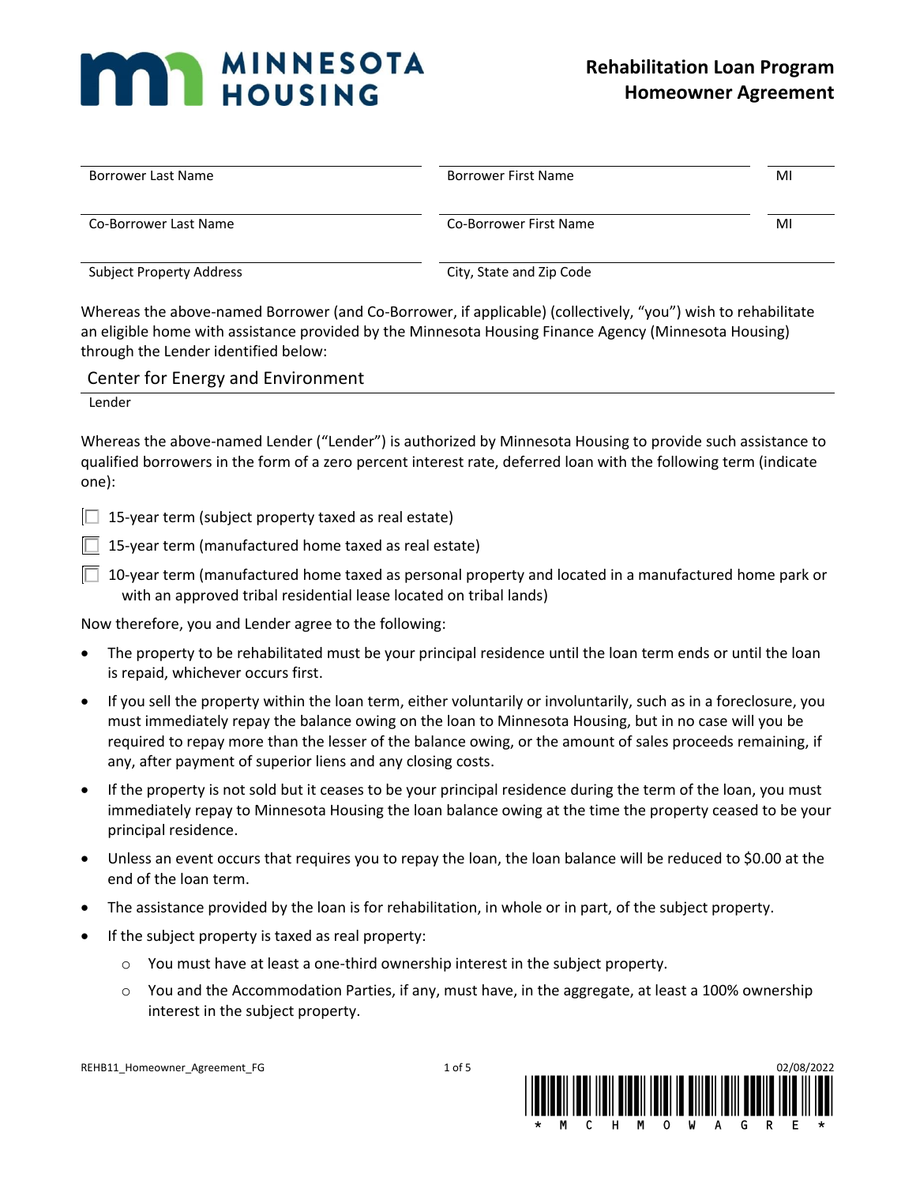# Rehabilitation Loan Program Homeowner Agreement

| Borrower Last Name | Borrower First Name | MI |
|---|---|---|
| Co-Borrower Last Name | Co-Borrower First Name | MI |
| Subject Property Address | City, State and Zip Code | |

Whereas the above-named Borrower (and Co-Borrower, if applicable) (collectively, "you") wish to rehabilitate an eligible home with assistance provided by the Minnesota Housing Finance Agency (Minnesota Housing) through the Lender identified below:

Center for Energy and Environment

Lender

Whereas the above-named Lender ("Lender") is authorized by Minnesota Housing to provide such assistance to qualified borrowers in the form of a zero percent interest rate, deferred loan with the following term (indicate one):

- ☐ 15-year term (subject property taxed as real estate)
- ☐ 15-year term (manufactured home taxed as real estate)
- ☐ 10-year term (manufactured home taxed as personal property and located in a manufactured home park or with an approved tribal residential lease located on tribal lands)

Now therefore, you and Lender agree to the following:

- The property to be rehabilitated must be your principal residence until the loan term ends or until the loan is repaid, whichever occurs first.
- If you sell the property within the loan term, either voluntarily or involuntarily, such as in a foreclosure, you must immediately repay the balance owing on the loan to Minnesota Housing, but in no case will you be required to repay more than the lesser of the balance owing, or the amount of sales proceeds remaining, if any, after payment of superior liens and any closing costs.
- If the property is not sold but it ceases to be your principal residence during the term of the loan, you must immediately repay to Minnesota Housing the loan balance owing at the time the property ceased to be your principal residence.
- Unless an event occurs that requires you to repay the loan, the loan balance will be reduced to $0.00 at the end of the loan term.
- The assistance provided by the loan is for rehabilitation, in whole or in part, of the subject property.
- If the subject property is taxed as real property:
  - You must have at least a one-third ownership interest in the subject property.
  - You and the Accommodation Parties, if any, must have, in the aggregate, at least a 100% ownership interest in the subject property.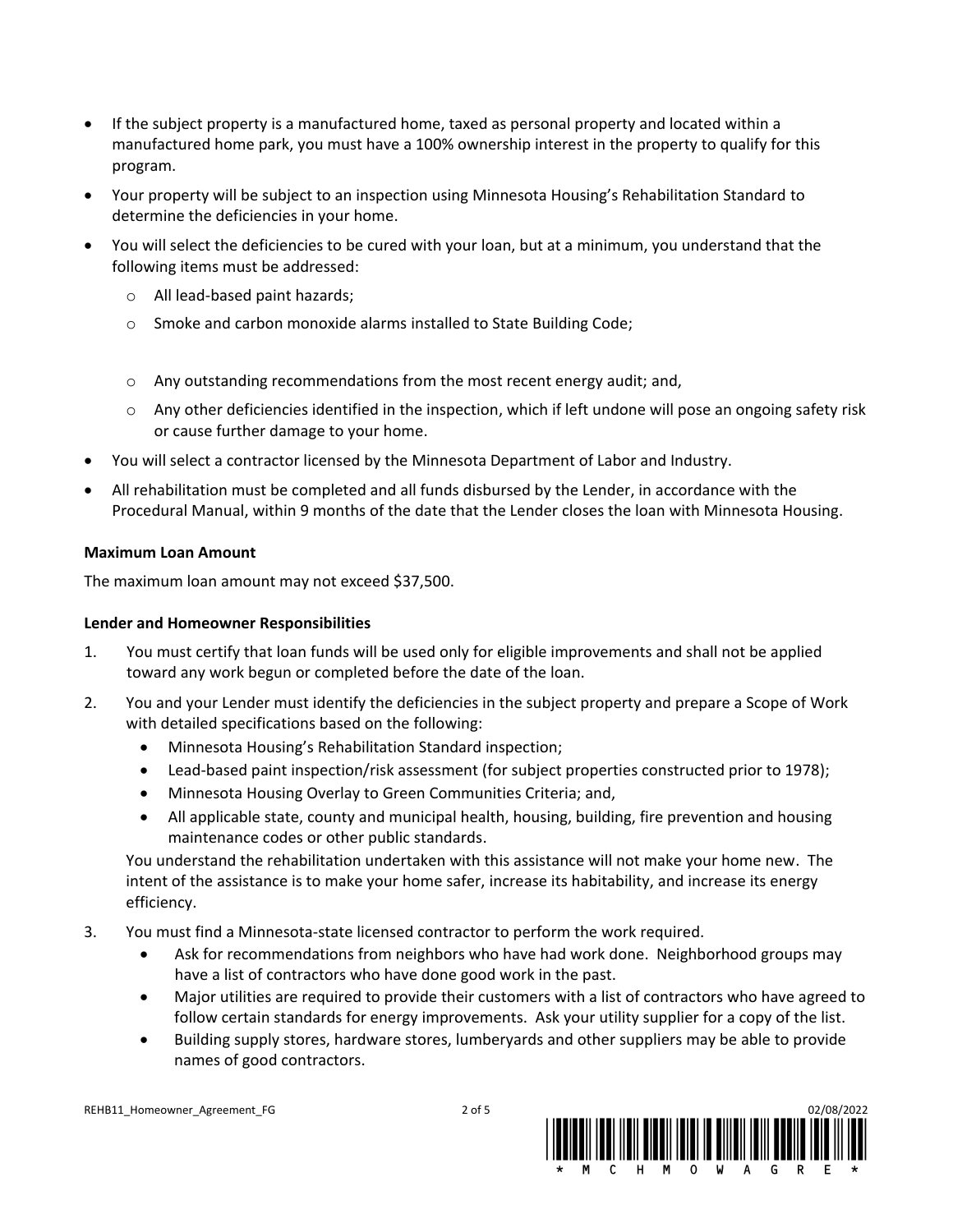- If the subject property is a manufactured home, taxed as personal property and located within a manufactured home park, you must have a 100% ownership interest in the property to qualify for this program.
- Your property will be subject to an inspection using Minnesota Housing's Rehabilitation Standard to determine the deficiencies in your home.
- You will select the deficiencies to be cured with your loan, but at a minimum, you understand that the following items must be addressed:
  - All lead-based paint hazards;
  - Smoke and carbon monoxide alarms installed to State Building Code;
  - Any outstanding recommendations from the most recent energy audit; and,
  - Any other deficiencies identified in the inspection, which if left undone will pose an ongoing safety risk or cause further damage to your home.
- You will select a contractor licensed by the Minnesota Department of Labor and Industry.
- All rehabilitation must be completed and all funds disbursed by the Lender, in accordance with the Procedural Manual, within 9 months of the date that the Lender closes the loan with Minnesota Housing.

**Maximum Loan Amount**

The maximum loan amount may not exceed $37,500.

**Lender and Homeowner Responsibilities**

1. You must certify that loan funds will be used only for eligible improvements and shall not be applied toward any work begun or completed before the date of the loan.
2. You and your Lender must identify the deficiencies in the subject property and prepare a Scope of Work with detailed specifications based on the following:
   - Minnesota Housing's Rehabilitation Standard inspection;
   - Lead-based paint inspection/risk assessment (for subject properties constructed prior to 1978);
   - Minnesota Housing Overlay to Green Communities Criteria; and,
   - All applicable state, county and municipal health, housing, building, fire prevention and housing maintenance codes or other public standards.

   You understand the rehabilitation undertaken with this assistance will not make your home new. The intent of the assistance is to make your home safer, increase its habitability, and increase its energy efficiency.
3. You must find a Minnesota-state licensed contractor to perform the work required.
   - Ask for recommendations from neighbors who have had work done. Neighborhood groups may have a list of contractors who have done good work in the past.
   - Major utilities are required to provide their customers with a list of contractors who have agreed to follow certain standards for energy improvements. Ask your utility supplier for a copy of the list.
   - Building supply stores, hardware stores, lumberyards and other suppliers may be able to provide names of good contractors.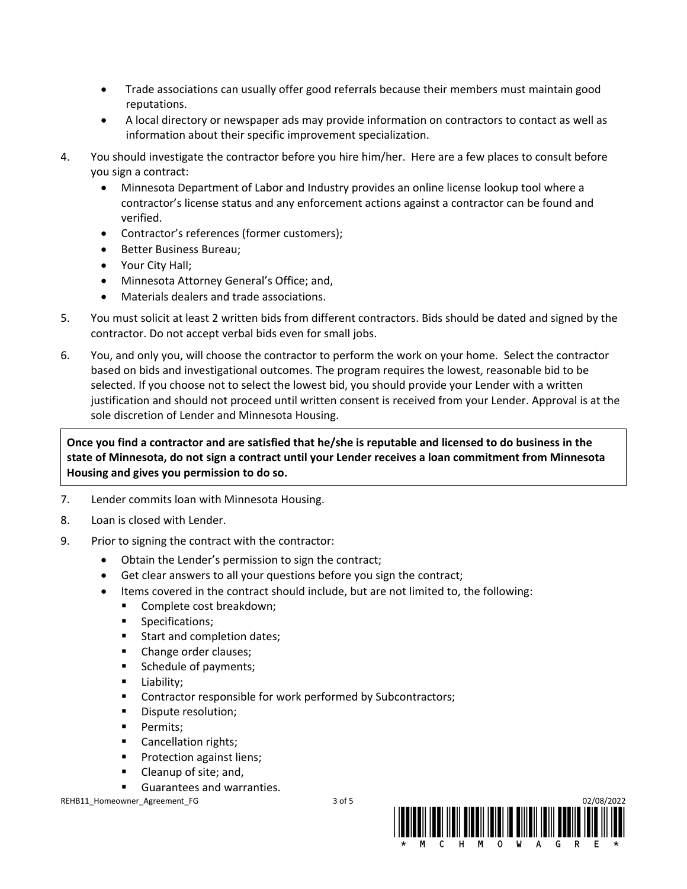- Trade associations can usually offer good referrals because their members must maintain good reputations.
- A local directory or newspaper ads may provide information on contractors to contact as well as information about their specific improvement specialization.

4. You should investigate the contractor before you hire him/her. Here are a few places to consult before you sign a contract:
   - Minnesota Department of Labor and Industry provides an online license lookup tool where a contractor's license status and any enforcement actions against a contractor can be found and verified.
   - Contractor's references (former customers);
   - Better Business Bureau;
   - Your City Hall;
   - Minnesota Attorney General's Office; and,
   - Materials dealers and trade associations.
5. You must solicit at least 2 written bids from different contractors. Bids should be dated and signed by the contractor. Do not accept verbal bids even for small jobs.
6. You, and only you, will choose the contractor to perform the work on your home. Select the contractor based on bids and investigational outcomes. The program requires the lowest, reasonable bid to be selected. If you choose not to select the lowest bid, you should provide your Lender with a written justification and should not proceed until written consent is received from your Lender. Approval is at the sole discretion of Lender and Minnesota Housing.

**Once you find a contractor and are satisfied that he/she is reputable and licensed to do business in the state of Minnesota, do not sign a contract until your Lender receives a loan commitment from Minnesota Housing and gives you permission to do so.**

7. Lender commits loan with Minnesota Housing.
8. Loan is closed with Lender.
9. Prior to signing the contract with the contractor:
   - Obtain the Lender's permission to sign the contract;
   - Get clear answers to all your questions before you sign the contract;
   - Items covered in the contract should include, but are not limited to, the following:
     - Complete cost breakdown;
     - Specifications;
     - Start and completion dates;
     - Change order clauses;
     - Schedule of payments;
     - Liability;
     - Contractor responsible for work performed by Subcontractors;
     - Dispute resolution;
     - Permits;
     - Cancellation rights;
     - Protection against liens;
     - Cleanup of site; and,
     - Guarantees and warranties.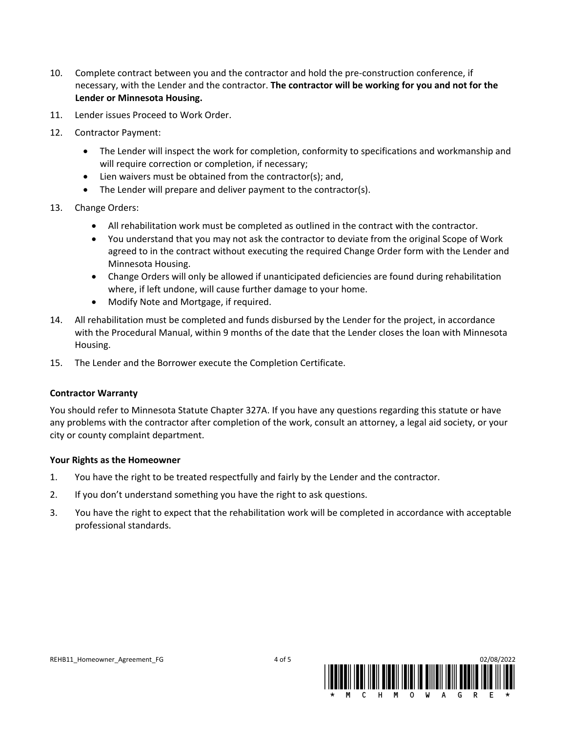10. Complete contract between you and the contractor and hold the pre-construction conference, if necessary, with the Lender and the contractor. **The contractor will be working for you and not for the Lender or Minnesota Housing.**
11. Lender issues Proceed to Work Order.
12. Contractor Payment:
    - The Lender will inspect the work for completion, conformity to specifications and workmanship and will require correction or completion, if necessary;
    - Lien waivers must be obtained from the contractor(s); and,
    - The Lender will prepare and deliver payment to the contractor(s).
13. Change Orders:
    - All rehabilitation work must be completed as outlined in the contract with the contractor.
    - You understand that you may not ask the contractor to deviate from the original Scope of Work agreed to in the contract without executing the required Change Order form with the Lender and Minnesota Housing.
    - Change Orders will only be allowed if unanticipated deficiencies are found during rehabilitation where, if left undone, will cause further damage to your home.
    - Modify Note and Mortgage, if required.
14. All rehabilitation must be completed and funds disbursed by the Lender for the project, in accordance with the Procedural Manual, within 9 months of the date that the Lender closes the loan with Minnesota Housing.
15. The Lender and the Borrower execute the Completion Certificate.

**Contractor Warranty**

You should refer to Minnesota Statute Chapter 327A. If you have any questions regarding this statute or have any problems with the contractor after completion of the work, consult an attorney, a legal aid society, or your city or county complaint department.

**Your Rights as the Homeowner**

1. You have the right to be treated respectfully and fairly by the Lender and the contractor.
2. If you don't understand something you have the right to ask questions.
3. You have the right to expect that the rehabilitation work will be completed in accordance with acceptable professional standards.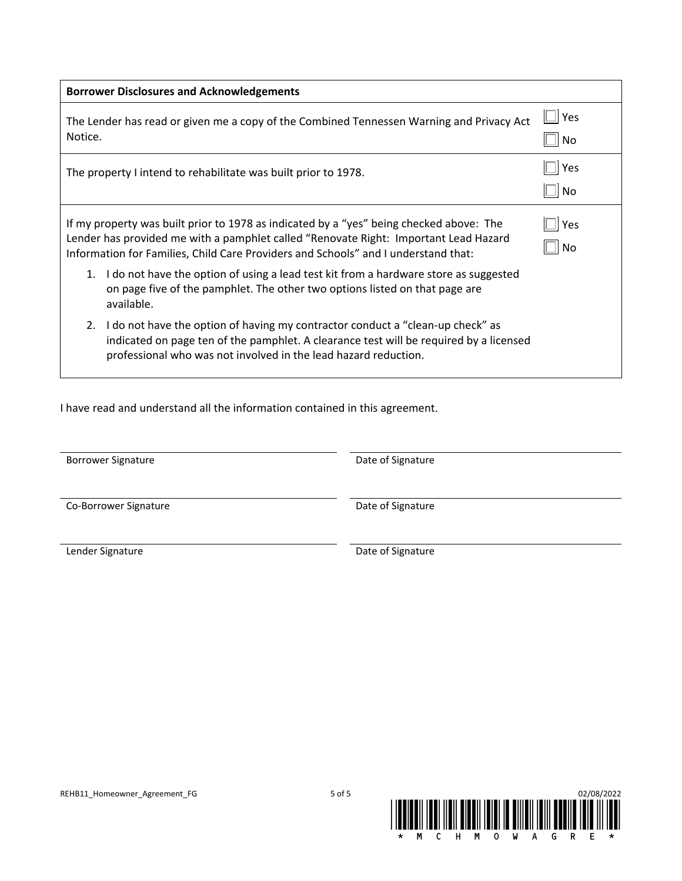| Borrower Disclosures and Acknowledgements | |
|---|---|
| The Lender has read or given me a copy of the Combined Tennessen Warning and Privacy Act Notice. | ☐ Yes<br>☐ No |
| The property I intend to rehabilitate was built prior to 1978. | ☐ Yes<br>☐ No |
| If my property was built prior to 1978 as indicated by a "yes" being checked above: The Lender has provided me with a pamphlet called "Renovate Right: Important Lead Hazard Information for Families, Child Care Providers and Schools" and I understand that:<br>1. I do not have the option of using a lead test kit from a hardware store as suggested on page five of the pamphlet. The other two options listed on that page are available.<br>2. I do not have the option of having my contractor conduct a "clean-up check" as indicated on page ten of the pamphlet. A clearance test will be required by a licensed professional who was not involved in the lead hazard reduction. | ☐ Yes<br>☐ No |

I have read and understand all the information contained in this agreement.

| | |
|---|---|
| Borrower Signature | Date of Signature |
| Co-Borrower Signature | Date of Signature |
| Lender Signature | Date of Signature |

REHB11_Homeowner_Agreement_FG

02/08/2022

*MCHMOWAGRE*